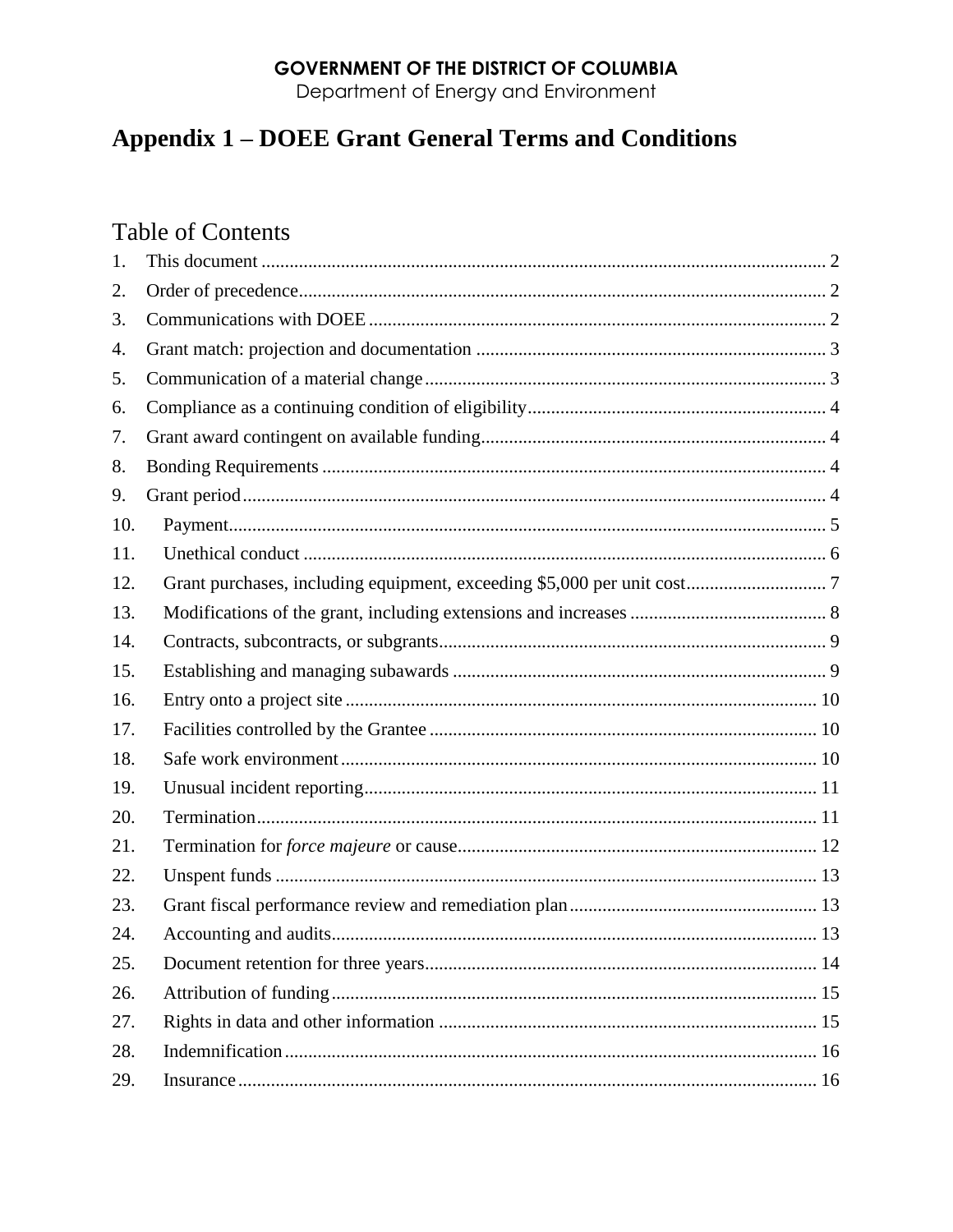**GOVERNMENT OF THE DISTRICT OF COLUMBIA**
Department of Energy and Environment

# Appendix 1 – DOEE Grant General Terms and Conditions

## Table of Contents

1. This document ........ 2
2. Order of precedence ........ 2
3. Communications with DOEE ........ 2
4. Grant match: projection and documentation ........ 3
5. Communication of a material change ........ 3
6. Compliance as a continuing condition of eligibility ........ 4
7. Grant award contingent on available funding ........ 4
8. Bonding Requirements ........ 4
9. Grant period ........ 4
10. Payment ........ 5
11. Unethical conduct ........ 6
12. Grant purchases, including equipment, exceeding $5,000 per unit cost ........ 7
13. Modifications of the grant, including extensions and increases ........ 8
14. Contracts, subcontracts, or subgrants ........ 9
15. Establishing and managing subawards ........ 9
16. Entry onto a project site ........ 10
17. Facilities controlled by the Grantee ........ 10
18. Safe work environment ........ 10
19. Unusual incident reporting ........ 11
20. Termination ........ 11
21. Termination for *force majeure* or cause ........ 12
22. Unspent funds ........ 13
23. Grant fiscal performance review and remediation plan ........ 13
24. Accounting and audits ........ 13
25. Document retention for three years ........ 14
26. Attribution of funding ........ 15
27. Rights in data and other information ........ 15
28. Indemnification ........ 16
29. Insurance ........ 16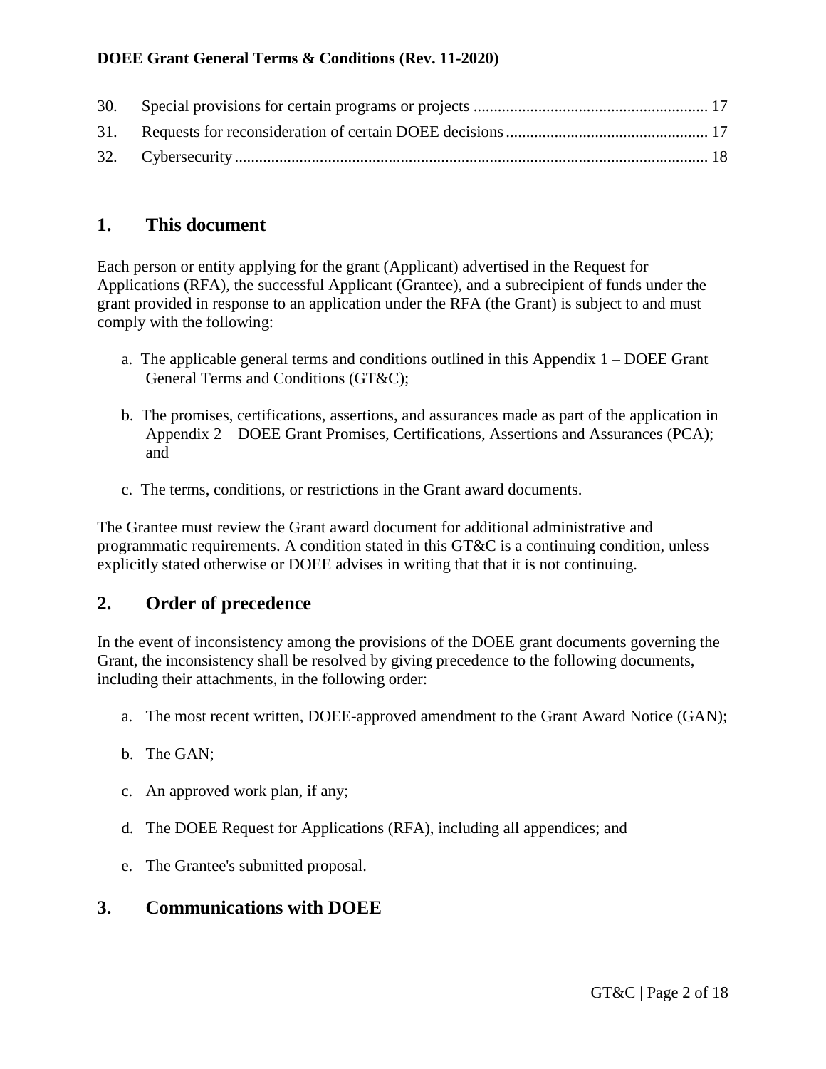| | | |
|---|---|---|
| 30. | Special provisions for certain programs or projects | 17 |
| 31. | Requests for reconsideration of certain DOEE decisions | 17 |
| 32. | Cybersecurity | 18 |

## 1. This document

Each person or entity applying for the grant (Applicant) advertised in the Request for Applications (RFA), the successful Applicant (Grantee), and a subrecipient of funds under the grant provided in response to an application under the RFA (the Grant) is subject to and must comply with the following:

a. The applicable general terms and conditions outlined in this Appendix 1 – DOEE Grant General Terms and Conditions (GT&C);

b. The promises, certifications, assertions, and assurances made as part of the application in Appendix 2 – DOEE Grant Promises, Certifications, Assertions and Assurances (PCA); and

c. The terms, conditions, or restrictions in the Grant award documents.

The Grantee must review the Grant award document for additional administrative and programmatic requirements. A condition stated in this GT&C is a continuing condition, unless explicitly stated otherwise or DOEE advises in writing that that it is not continuing.

## 2. Order of precedence

In the event of inconsistency among the provisions of the DOEE grant documents governing the Grant, the inconsistency shall be resolved by giving precedence to the following documents, including their attachments, in the following order:

a. The most recent written, DOEE-approved amendment to the Grant Award Notice (GAN);

b. The GAN;

c. An approved work plan, if any;

d. The DOEE Request for Applications (RFA), including all appendices; and

e. The Grantee's submitted proposal.

## 3. Communications with DOEE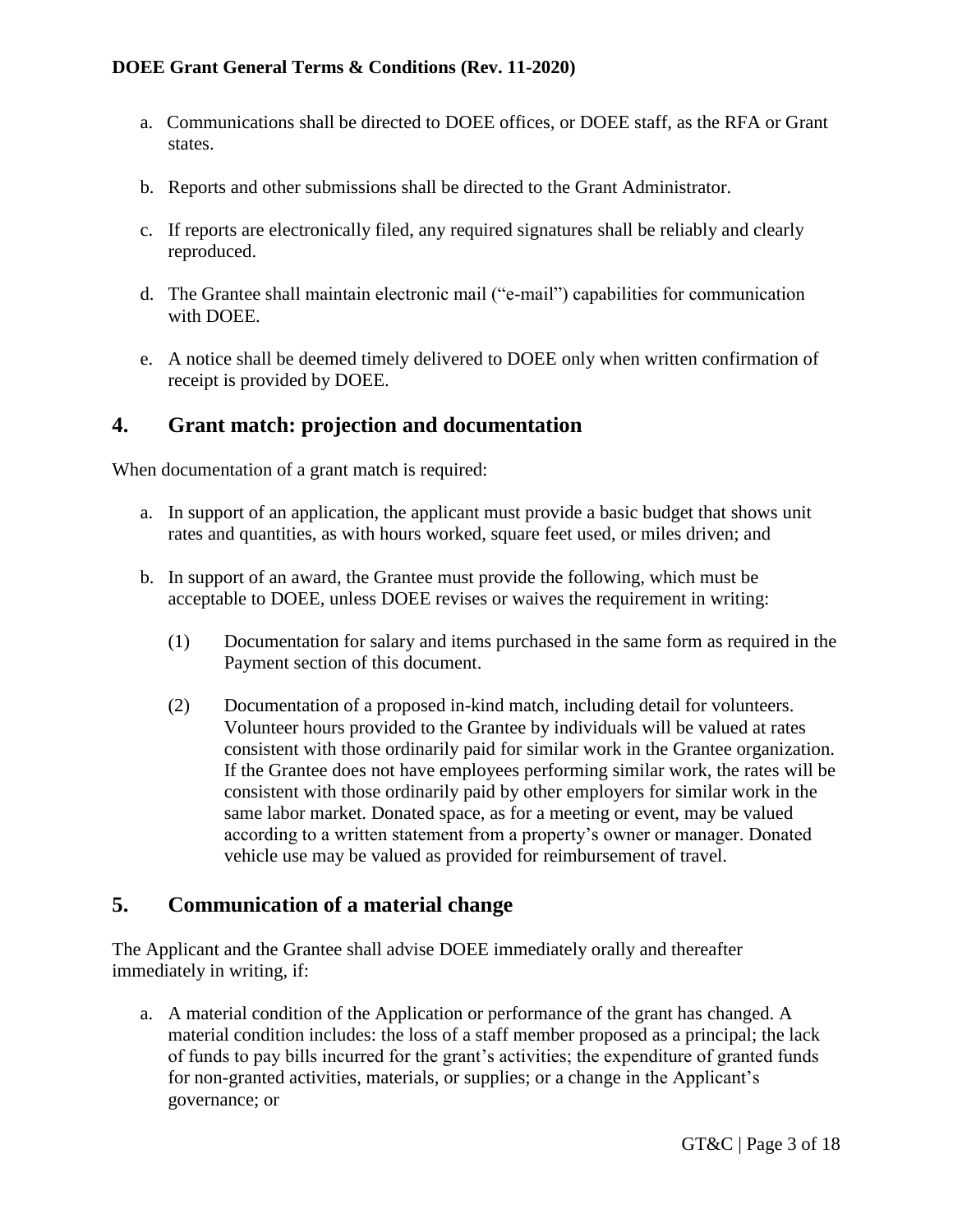a. Communications shall be directed to DOEE offices, or DOEE staff, as the RFA or Grant states.

b. Reports and other submissions shall be directed to the Grant Administrator.

c. If reports are electronically filed, any required signatures shall be reliably and clearly reproduced.

d. The Grantee shall maintain electronic mail ("e-mail") capabilities for communication with DOEE.

e. A notice shall be deemed timely delivered to DOEE only when written confirmation of receipt is provided by DOEE.

## 4. Grant match: projection and documentation

When documentation of a grant match is required:

a. In support of an application, the applicant must provide a basic budget that shows unit rates and quantities, as with hours worked, square feet used, or miles driven; and

b. In support of an award, the Grantee must provide the following, which must be acceptable to DOEE, unless DOEE revises or waives the requirement in writing:

   (1) Documentation for salary and items purchased in the same form as required in the Payment section of this document.

   (2) Documentation of a proposed in-kind match, including detail for volunteers. Volunteer hours provided to the Grantee by individuals will be valued at rates consistent with those ordinarily paid for similar work in the Grantee organization. If the Grantee does not have employees performing similar work, the rates will be consistent with those ordinarily paid by other employers for similar work in the same labor market. Donated space, as for a meeting or event, may be valued according to a written statement from a property's owner or manager. Donated vehicle use may be valued as provided for reimbursement of travel.

## 5. Communication of a material change

The Applicant and the Grantee shall advise DOEE immediately orally and thereafter immediately in writing, if:

a. A material condition of the Application or performance of the grant has changed. A material condition includes: the loss of a staff member proposed as a principal; the lack of funds to pay bills incurred for the grant's activities; the expenditure of granted funds for non-granted activities, materials, or supplies; or a change in the Applicant's governance; or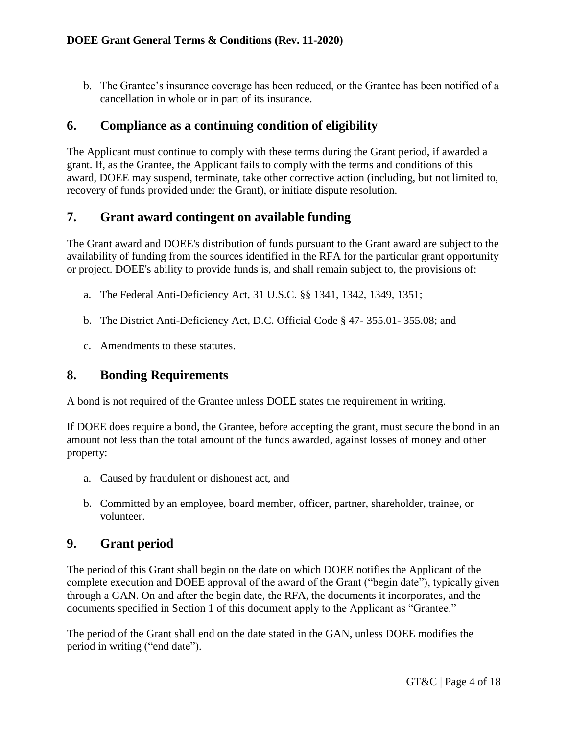b. The Grantee's insurance coverage has been reduced, or the Grantee has been notified of a cancellation in whole or in part of its insurance.

## 6. Compliance as a continuing condition of eligibility

The Applicant must continue to comply with these terms during the Grant period, if awarded a grant. If, as the Grantee, the Applicant fails to comply with the terms and conditions of this award, DOEE may suspend, terminate, take other corrective action (including, but not limited to, recovery of funds provided under the Grant), or initiate dispute resolution.

## 7. Grant award contingent on available funding

The Grant award and DOEE's distribution of funds pursuant to the Grant award are subject to the availability of funding from the sources identified in the RFA for the particular grant opportunity or project. DOEE's ability to provide funds is, and shall remain subject to, the provisions of:

a. The Federal Anti-Deficiency Act, 31 U.S.C. §§ 1341, 1342, 1349, 1351;

b. The District Anti-Deficiency Act, D.C. Official Code § 47- 355.01- 355.08; and

c. Amendments to these statutes.

## 8. Bonding Requirements

A bond is not required of the Grantee unless DOEE states the requirement in writing.

If DOEE does require a bond, the Grantee, before accepting the grant, must secure the bond in an amount not less than the total amount of the funds awarded, against losses of money and other property:

a. Caused by fraudulent or dishonest act, and

b. Committed by an employee, board member, officer, partner, shareholder, trainee, or volunteer.

## 9. Grant period

The period of this Grant shall begin on the date on which DOEE notifies the Applicant of the complete execution and DOEE approval of the award of the Grant ("begin date"), typically given through a GAN. On and after the begin date, the RFA, the documents it incorporates, and the documents specified in Section 1 of this document apply to the Applicant as "Grantee."

The period of the Grant shall end on the date stated in the GAN, unless DOEE modifies the period in writing ("end date").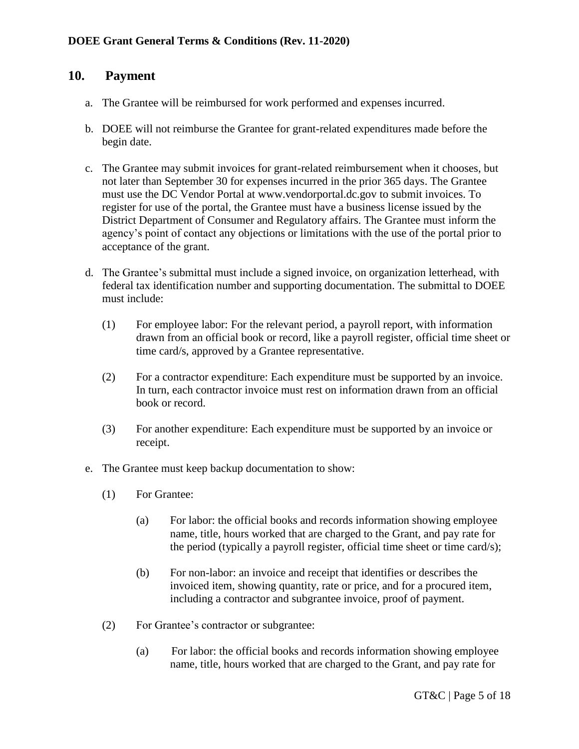## 10. Payment

a. The Grantee will be reimbursed for work performed and expenses incurred.

b. DOEE will not reimburse the Grantee for grant-related expenditures made before the begin date.

c. The Grantee may submit invoices for grant-related reimbursement when it chooses, but not later than September 30 for expenses incurred in the prior 365 days. The Grantee must use the DC Vendor Portal at www.vendorportal.dc.gov to submit invoices. To register for use of the portal, the Grantee must have a business license issued by the District Department of Consumer and Regulatory affairs. The Grantee must inform the agency's point of contact any objections or limitations with the use of the portal prior to acceptance of the grant.

d. The Grantee's submittal must include a signed invoice, on organization letterhead, with federal tax identification number and supporting documentation. The submittal to DOEE must include:

    (1) For employee labor: For the relevant period, a payroll report, with information drawn from an official book or record, like a payroll register, official time sheet or time card/s, approved by a Grantee representative.

    (2) For a contractor expenditure: Each expenditure must be supported by an invoice. In turn, each contractor invoice must rest on information drawn from an official book or record.

    (3) For another expenditure: Each expenditure must be supported by an invoice or receipt.

e. The Grantee must keep backup documentation to show:

    (1) For Grantee:

        (a) For labor: the official books and records information showing employee name, title, hours worked that are charged to the Grant, and pay rate for the period (typically a payroll register, official time sheet or time card/s);

        (b) For non-labor: an invoice and receipt that identifies or describes the invoiced item, showing quantity, rate or price, and for a procured item, including a contractor and subgrantee invoice, proof of payment.

    (2) For Grantee's contractor or subgrantee:

        (a) For labor: the official books and records information showing employee name, title, hours worked that are charged to the Grant, and pay rate for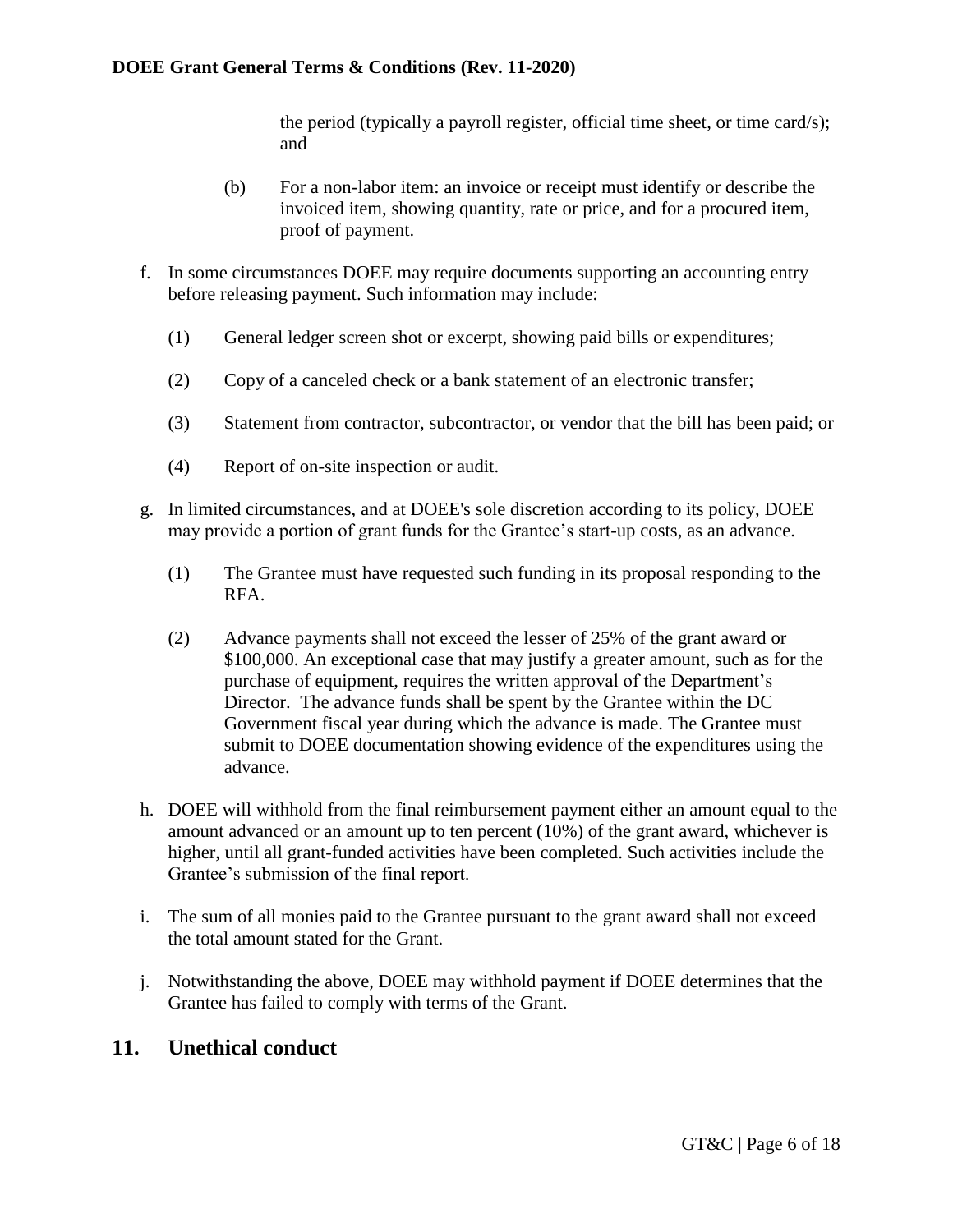the period (typically a payroll register, official time sheet, or time card/s); and

(b) For a non-labor item: an invoice or receipt must identify or describe the invoiced item, showing quantity, rate or price, and for a procured item, proof of payment.

f. In some circumstances DOEE may require documents supporting an accounting entry before releasing payment. Such information may include:

   (1) General ledger screen shot or excerpt, showing paid bills or expenditures;

   (2) Copy of a canceled check or a bank statement of an electronic transfer;

   (3) Statement from contractor, subcontractor, or vendor that the bill has been paid; or

   (4) Report of on-site inspection or audit.

g. In limited circumstances, and at DOEE's sole discretion according to its policy, DOEE may provide a portion of grant funds for the Grantee's start-up costs, as an advance.

   (1) The Grantee must have requested such funding in its proposal responding to the RFA.

   (2) Advance payments shall not exceed the lesser of 25% of the grant award or $100,000. An exceptional case that may justify a greater amount, such as for the purchase of equipment, requires the written approval of the Department's Director. The advance funds shall be spent by the Grantee within the DC Government fiscal year during which the advance is made. The Grantee must submit to DOEE documentation showing evidence of the expenditures using the advance.

h. DOEE will withhold from the final reimbursement payment either an amount equal to the amount advanced or an amount up to ten percent (10%) of the grant award, whichever is higher, until all grant-funded activities have been completed. Such activities include the Grantee's submission of the final report.

i. The sum of all monies paid to the Grantee pursuant to the grant award shall not exceed the total amount stated for the Grant.

j. Notwithstanding the above, DOEE may withhold payment if DOEE determines that the Grantee has failed to comply with terms of the Grant.

## 11. Unethical conduct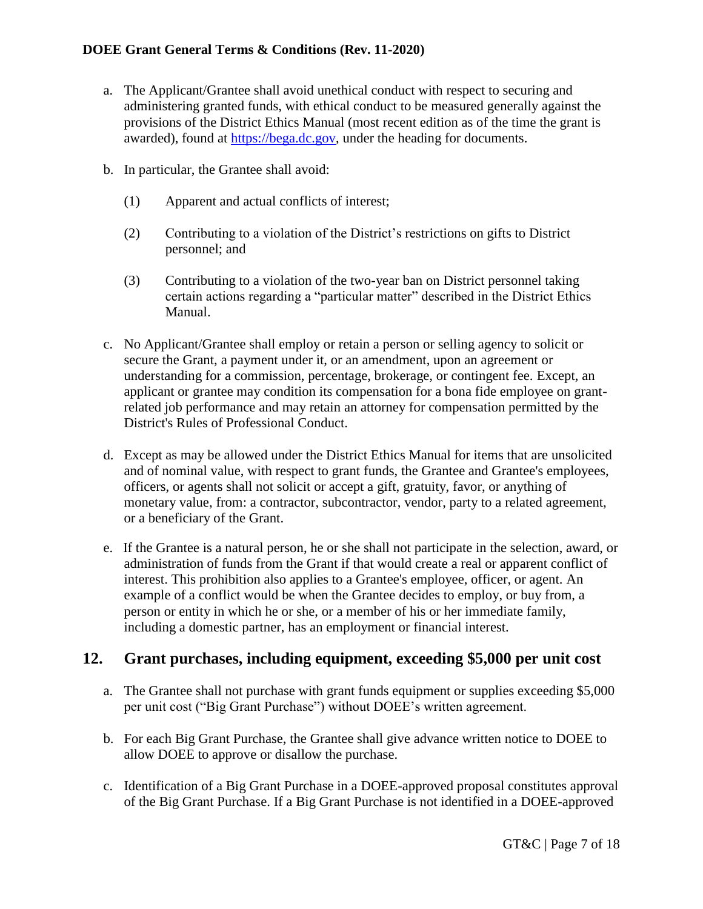a. The Applicant/Grantee shall avoid unethical conduct with respect to securing and administering granted funds, with ethical conduct to be measured generally against the provisions of the District Ethics Manual (most recent edition as of the time the grant is awarded), found at [https://bega.dc.gov](https://bega.dc.gov), under the heading for documents.

b. In particular, the Grantee shall avoid:

   (1) Apparent and actual conflicts of interest;

   (2) Contributing to a violation of the District's restrictions on gifts to District personnel; and

   (3) Contributing to a violation of the two-year ban on District personnel taking certain actions regarding a "particular matter" described in the District Ethics Manual.

c. No Applicant/Grantee shall employ or retain a person or selling agency to solicit or secure the Grant, a payment under it, or an amendment, upon an agreement or understanding for a commission, percentage, brokerage, or contingent fee. Except, an applicant or grantee may condition its compensation for a bona fide employee on grant-related job performance and may retain an attorney for compensation permitted by the District's Rules of Professional Conduct.

d. Except as may be allowed under the District Ethics Manual for items that are unsolicited and of nominal value, with respect to grant funds, the Grantee and Grantee's employees, officers, or agents shall not solicit or accept a gift, gratuity, favor, or anything of monetary value, from: a contractor, subcontractor, vendor, party to a related agreement, or a beneficiary of the Grant.

e. If the Grantee is a natural person, he or she shall not participate in the selection, award, or administration of funds from the Grant if that would create a real or apparent conflict of interest. This prohibition also applies to a Grantee's employee, officer, or agent. An example of a conflict would be when the Grantee decides to employ, or buy from, a person or entity in which he or she, or a member of his or her immediate family, including a domestic partner, has an employment or financial interest.

## 12. Grant purchases, including equipment, exceeding $5,000 per unit cost

a. The Grantee shall not purchase with grant funds equipment or supplies exceeding $5,000 per unit cost ("Big Grant Purchase") without DOEE's written agreement.

b. For each Big Grant Purchase, the Grantee shall give advance written notice to DOEE to allow DOEE to approve or disallow the purchase.

c. Identification of a Big Grant Purchase in a DOEE-approved proposal constitutes approval of the Big Grant Purchase. If a Big Grant Purchase is not identified in a DOEE-approved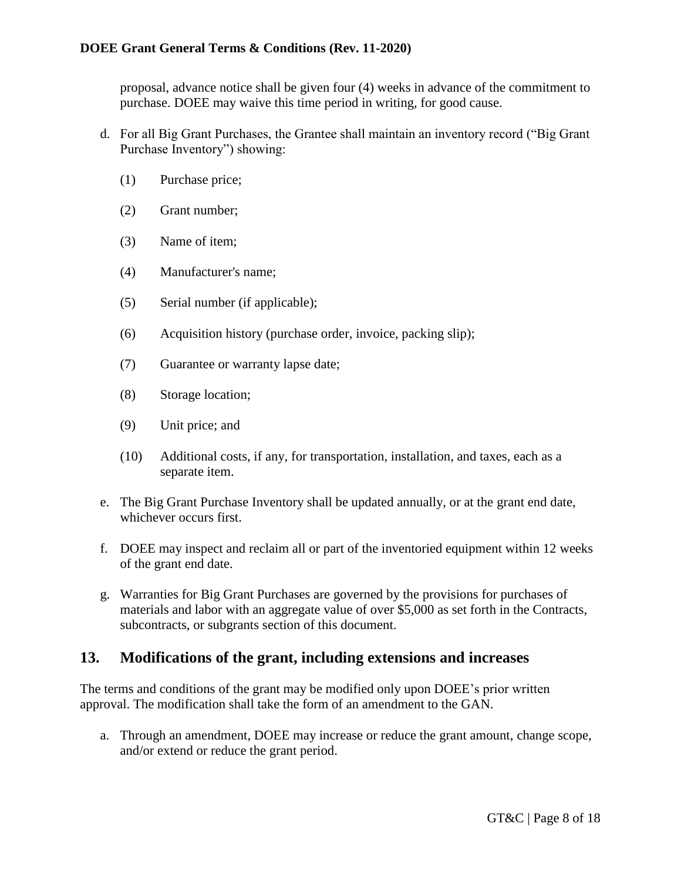proposal, advance notice shall be given four (4) weeks in advance of the commitment to purchase. DOEE may waive this time period in writing, for good cause.

d. For all Big Grant Purchases, the Grantee shall maintain an inventory record ("Big Grant Purchase Inventory") showing:

   (1) Purchase price;

   (2) Grant number;

   (3) Name of item;

   (4) Manufacturer's name;

   (5) Serial number (if applicable);

   (6) Acquisition history (purchase order, invoice, packing slip);

   (7) Guarantee or warranty lapse date;

   (8) Storage location;

   (9) Unit price; and

   (10) Additional costs, if any, for transportation, installation, and taxes, each as a separate item.

e. The Big Grant Purchase Inventory shall be updated annually, or at the grant end date, whichever occurs first.

f. DOEE may inspect and reclaim all or part of the inventoried equipment within 12 weeks of the grant end date.

g. Warranties for Big Grant Purchases are governed by the provisions for purchases of materials and labor with an aggregate value of over $5,000 as set forth in the Contracts, subcontracts, or subgrants section of this document.

## 13. Modifications of the grant, including extensions and increases

The terms and conditions of the grant may be modified only upon DOEE's prior written approval. The modification shall take the form of an amendment to the GAN.

a. Through an amendment, DOEE may increase or reduce the grant amount, change scope, and/or extend or reduce the grant period.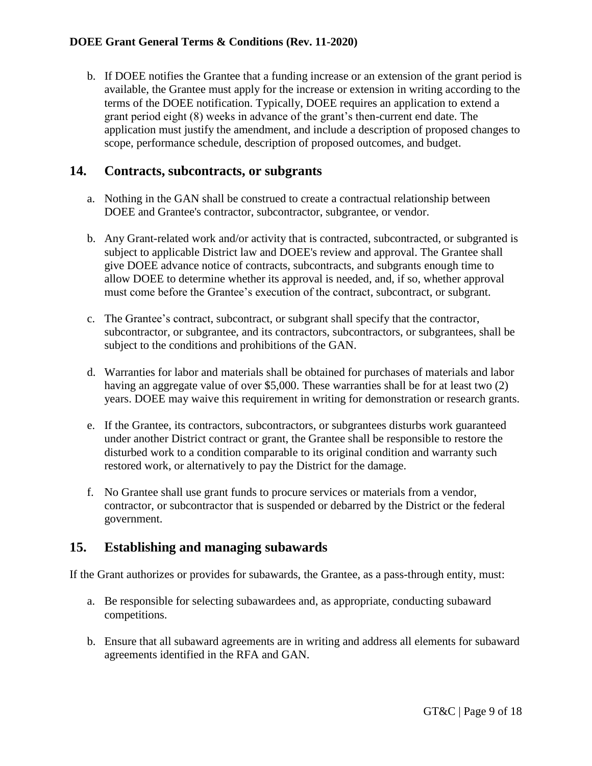b. If DOEE notifies the Grantee that a funding increase or an extension of the grant period is available, the Grantee must apply for the increase or extension in writing according to the terms of the DOEE notification. Typically, DOEE requires an application to extend a grant period eight (8) weeks in advance of the grant's then-current end date. The application must justify the amendment, and include a description of proposed changes to scope, performance schedule, description of proposed outcomes, and budget.

## 14. Contracts, subcontracts, or subgrants

a. Nothing in the GAN shall be construed to create a contractual relationship between DOEE and Grantee's contractor, subcontractor, subgrantee, or vendor.

b. Any Grant-related work and/or activity that is contracted, subcontracted, or subgranted is subject to applicable District law and DOEE's review and approval. The Grantee shall give DOEE advance notice of contracts, subcontracts, and subgrants enough time to allow DOEE to determine whether its approval is needed, and, if so, whether approval must come before the Grantee's execution of the contract, subcontract, or subgrant.

c. The Grantee's contract, subcontract, or subgrant shall specify that the contractor, subcontractor, or subgrantee, and its contractors, subcontractors, or subgrantees, shall be subject to the conditions and prohibitions of the GAN.

d. Warranties for labor and materials shall be obtained for purchases of materials and labor having an aggregate value of over $5,000. These warranties shall be for at least two (2) years. DOEE may waive this requirement in writing for demonstration or research grants.

e. If the Grantee, its contractors, subcontractors, or subgrantees disturbs work guaranteed under another District contract or grant, the Grantee shall be responsible to restore the disturbed work to a condition comparable to its original condition and warranty such restored work, or alternatively to pay the District for the damage.

f. No Grantee shall use grant funds to procure services or materials from a vendor, contractor, or subcontractor that is suspended or debarred by the District or the federal government.

## 15. Establishing and managing subawards

If the Grant authorizes or provides for subawards, the Grantee, as a pass-through entity, must:

a. Be responsible for selecting subawardees and, as appropriate, conducting subaward competitions.

b. Ensure that all subaward agreements are in writing and address all elements for subaward agreements identified in the RFA and GAN.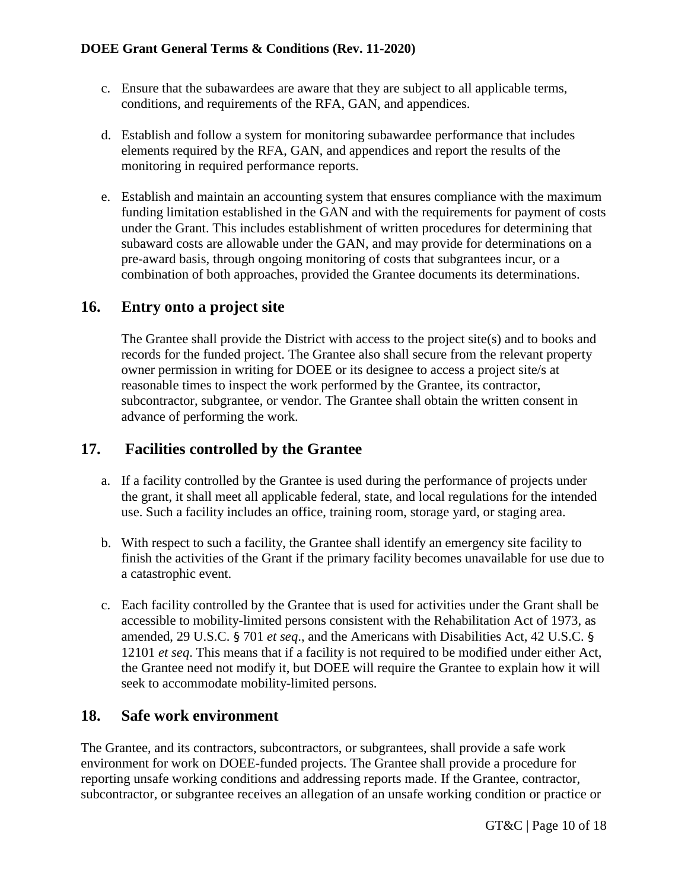c. Ensure that the subawardees are aware that they are subject to all applicable terms, conditions, and requirements of the RFA, GAN, and appendices.

d. Establish and follow a system for monitoring subawardee performance that includes elements required by the RFA, GAN, and appendices and report the results of the monitoring in required performance reports.

e. Establish and maintain an accounting system that ensures compliance with the maximum funding limitation established in the GAN and with the requirements for payment of costs under the Grant. This includes establishment of written procedures for determining that subaward costs are allowable under the GAN, and may provide for determinations on a pre-award basis, through ongoing monitoring of costs that subgrantees incur, or a combination of both approaches, provided the Grantee documents its determinations.

## 16. Entry onto a project site

The Grantee shall provide the District with access to the project site(s) and to books and records for the funded project. The Grantee also shall secure from the relevant property owner permission in writing for DOEE or its designee to access a project site/s at reasonable times to inspect the work performed by the Grantee, its contractor, subcontractor, subgrantee, or vendor. The Grantee shall obtain the written consent in advance of performing the work.

## 17. Facilities controlled by the Grantee

a. If a facility controlled by the Grantee is used during the performance of projects under the grant, it shall meet all applicable federal, state, and local regulations for the intended use. Such a facility includes an office, training room, storage yard, or staging area.

b. With respect to such a facility, the Grantee shall identify an emergency site facility to finish the activities of the Grant if the primary facility becomes unavailable for use due to a catastrophic event.

c. Each facility controlled by the Grantee that is used for activities under the Grant shall be accessible to mobility-limited persons consistent with the Rehabilitation Act of 1973, as amended, 29 U.S.C. § 701 *et seq*., and the Americans with Disabilities Act, 42 U.S.C. § 12101 *et seq*. This means that if a facility is not required to be modified under either Act, the Grantee need not modify it, but DOEE will require the Grantee to explain how it will seek to accommodate mobility-limited persons.

## 18. Safe work environment

The Grantee, and its contractors, subcontractors, or subgrantees, shall provide a safe work environment for work on DOEE-funded projects. The Grantee shall provide a procedure for reporting unsafe working conditions and addressing reports made. If the Grantee, contractor, subcontractor, or subgrantee receives an allegation of an unsafe working condition or practice or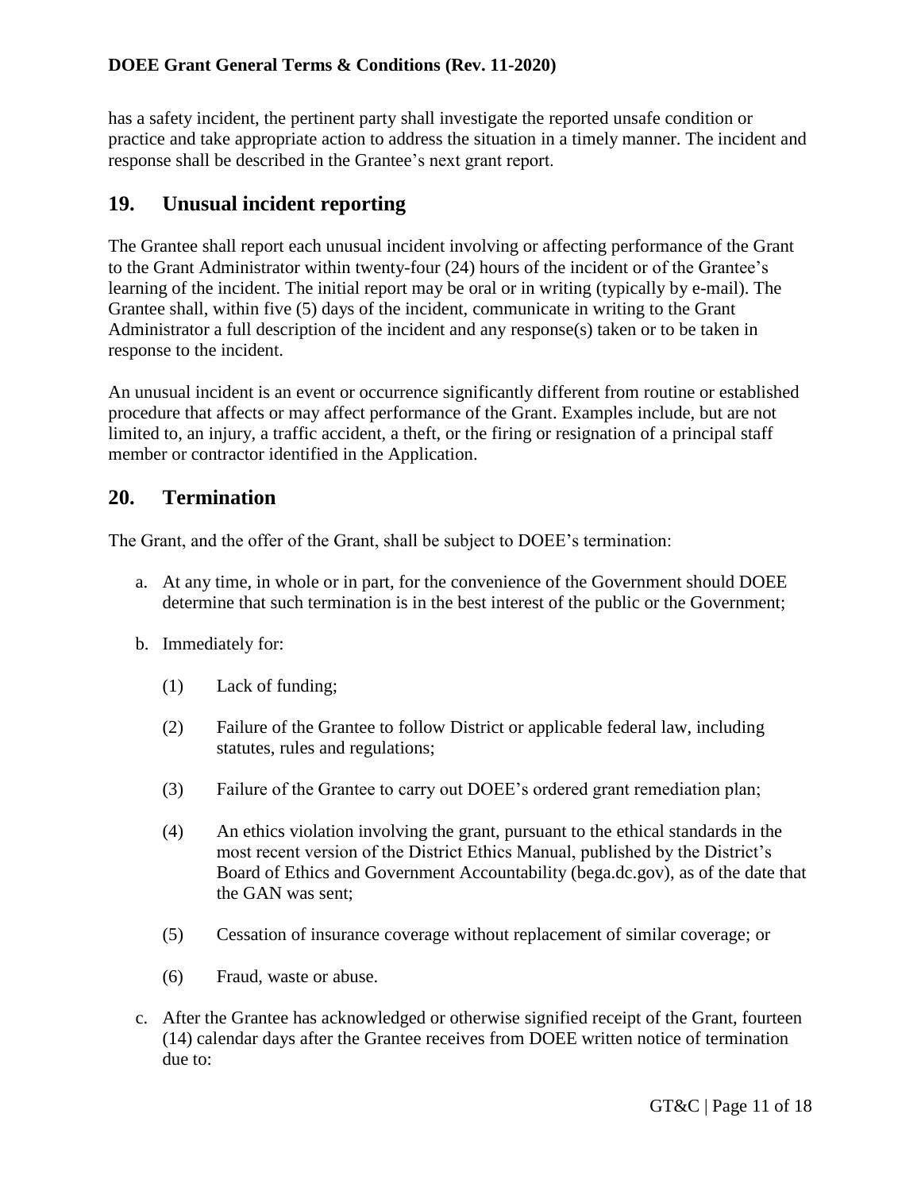has a safety incident, the pertinent party shall investigate the reported unsafe condition or practice and take appropriate action to address the situation in a timely manner. The incident and response shall be described in the Grantee's next grant report.

## 19. Unusual incident reporting

The Grantee shall report each unusual incident involving or affecting performance of the Grant to the Grant Administrator within twenty-four (24) hours of the incident or of the Grantee's learning of the incident. The initial report may be oral or in writing (typically by e-mail). The Grantee shall, within five (5) days of the incident, communicate in writing to the Grant Administrator a full description of the incident and any response(s) taken or to be taken in response to the incident.

An unusual incident is an event or occurrence significantly different from routine or established procedure that affects or may affect performance of the Grant. Examples include, but are not limited to, an injury, a traffic accident, a theft, or the firing or resignation of a principal staff member or contractor identified in the Application.

## 20. Termination

The Grant, and the offer of the Grant, shall be subject to DOEE's termination:

a. At any time, in whole or in part, for the convenience of the Government should DOEE determine that such termination is in the best interest of the public or the Government;

b. Immediately for:

   (1) Lack of funding;

   (2) Failure of the Grantee to follow District or applicable federal law, including statutes, rules and regulations;

   (3) Failure of the Grantee to carry out DOEE's ordered grant remediation plan;

   (4) An ethics violation involving the grant, pursuant to the ethical standards in the most recent version of the District Ethics Manual, published by the District's Board of Ethics and Government Accountability (bega.dc.gov), as of the date that the GAN was sent;

   (5) Cessation of insurance coverage without replacement of similar coverage; or

   (6) Fraud, waste or abuse.

c. After the Grantee has acknowledged or otherwise signified receipt of the Grant, fourteen (14) calendar days after the Grantee receives from DOEE written notice of termination due to: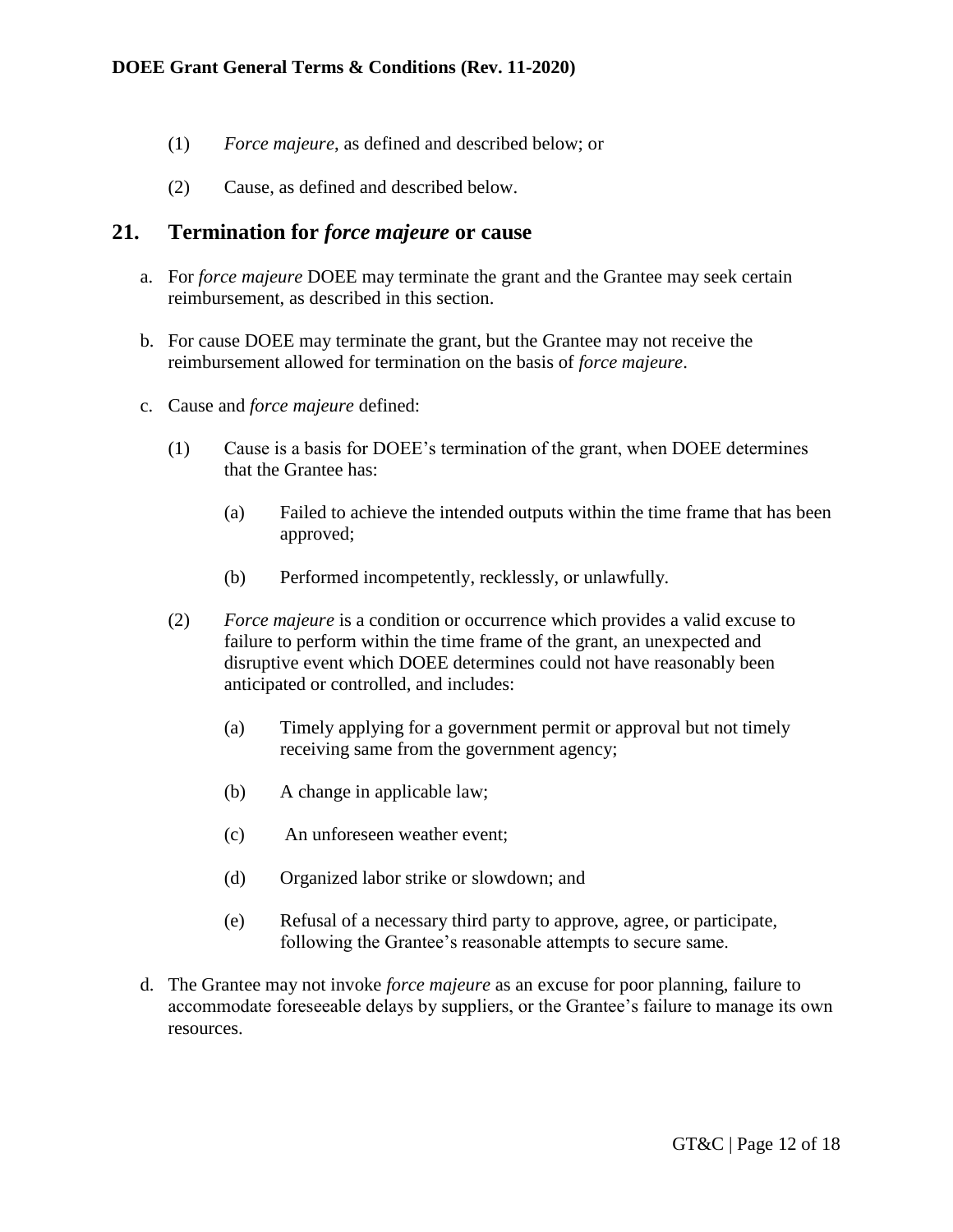(1) *Force majeure*, as defined and described below; or

(2) Cause, as defined and described below.

## 21. Termination for *force majeure* or cause

a. For *force majeure* DOEE may terminate the grant and the Grantee may seek certain reimbursement, as described in this section.

b. For cause DOEE may terminate the grant, but the Grantee may not receive the reimbursement allowed for termination on the basis of *force majeure*.

c. Cause and *force majeure* defined:

   (1) Cause is a basis for DOEE's termination of the grant, when DOEE determines that the Grantee has:

      (a) Failed to achieve the intended outputs within the time frame that has been approved;

      (b) Performed incompetently, recklessly, or unlawfully.

   (2) *Force majeure* is a condition or occurrence which provides a valid excuse to failure to perform within the time frame of the grant, an unexpected and disruptive event which DOEE determines could not have reasonably been anticipated or controlled, and includes:

      (a) Timely applying for a government permit or approval but not timely receiving same from the government agency;

      (b) A change in applicable law;

      (c) An unforeseen weather event;

      (d) Organized labor strike or slowdown; and

      (e) Refusal of a necessary third party to approve, agree, or participate, following the Grantee's reasonable attempts to secure same.

d. The Grantee may not invoke *force majeure* as an excuse for poor planning, failure to accommodate foreseeable delays by suppliers, or the Grantee's failure to manage its own resources.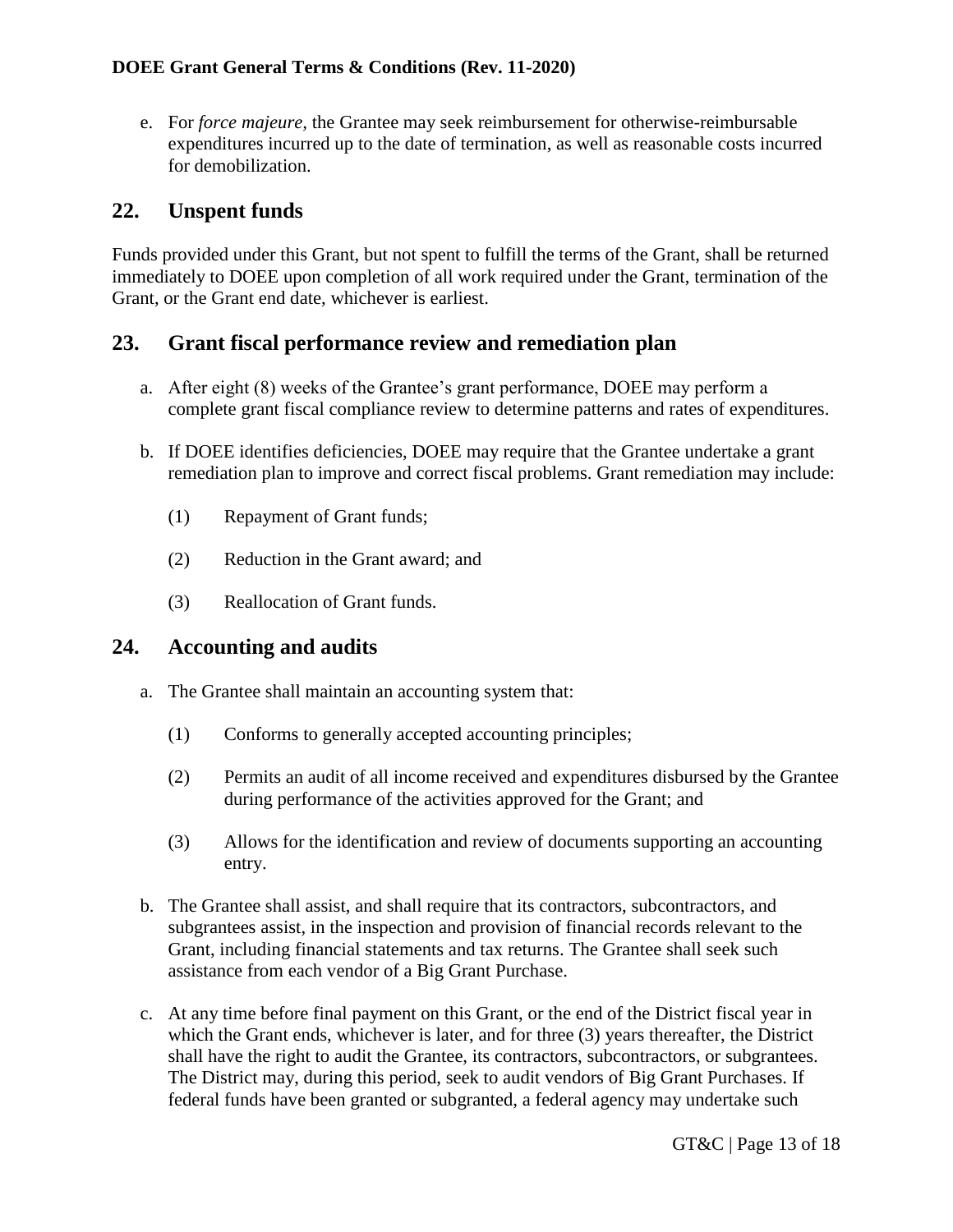e. For *force majeure*, the Grantee may seek reimbursement for otherwise-reimbursable expenditures incurred up to the date of termination, as well as reasonable costs incurred for demobilization.

## 22. Unspent funds

Funds provided under this Grant, but not spent to fulfill the terms of the Grant, shall be returned immediately to DOEE upon completion of all work required under the Grant, termination of the Grant, or the Grant end date, whichever is earliest.

## 23. Grant fiscal performance review and remediation plan

a. After eight (8) weeks of the Grantee's grant performance, DOEE may perform a complete grant fiscal compliance review to determine patterns and rates of expenditures.

b. If DOEE identifies deficiencies, DOEE may require that the Grantee undertake a grant remediation plan to improve and correct fiscal problems. Grant remediation may include:

   (1) Repayment of Grant funds;

   (2) Reduction in the Grant award; and

   (3) Reallocation of Grant funds.

## 24. Accounting and audits

a. The Grantee shall maintain an accounting system that:

   (1) Conforms to generally accepted accounting principles;

   (2) Permits an audit of all income received and expenditures disbursed by the Grantee during performance of the activities approved for the Grant; and

   (3) Allows for the identification and review of documents supporting an accounting entry.

b. The Grantee shall assist, and shall require that its contractors, subcontractors, and subgrantees assist, in the inspection and provision of financial records relevant to the Grant, including financial statements and tax returns. The Grantee shall seek such assistance from each vendor of a Big Grant Purchase.

c. At any time before final payment on this Grant, or the end of the District fiscal year in which the Grant ends, whichever is later, and for three (3) years thereafter, the District shall have the right to audit the Grantee, its contractors, subcontractors, or subgrantees. The District may, during this period, seek to audit vendors of Big Grant Purchases. If federal funds have been granted or subgranted, a federal agency may undertake such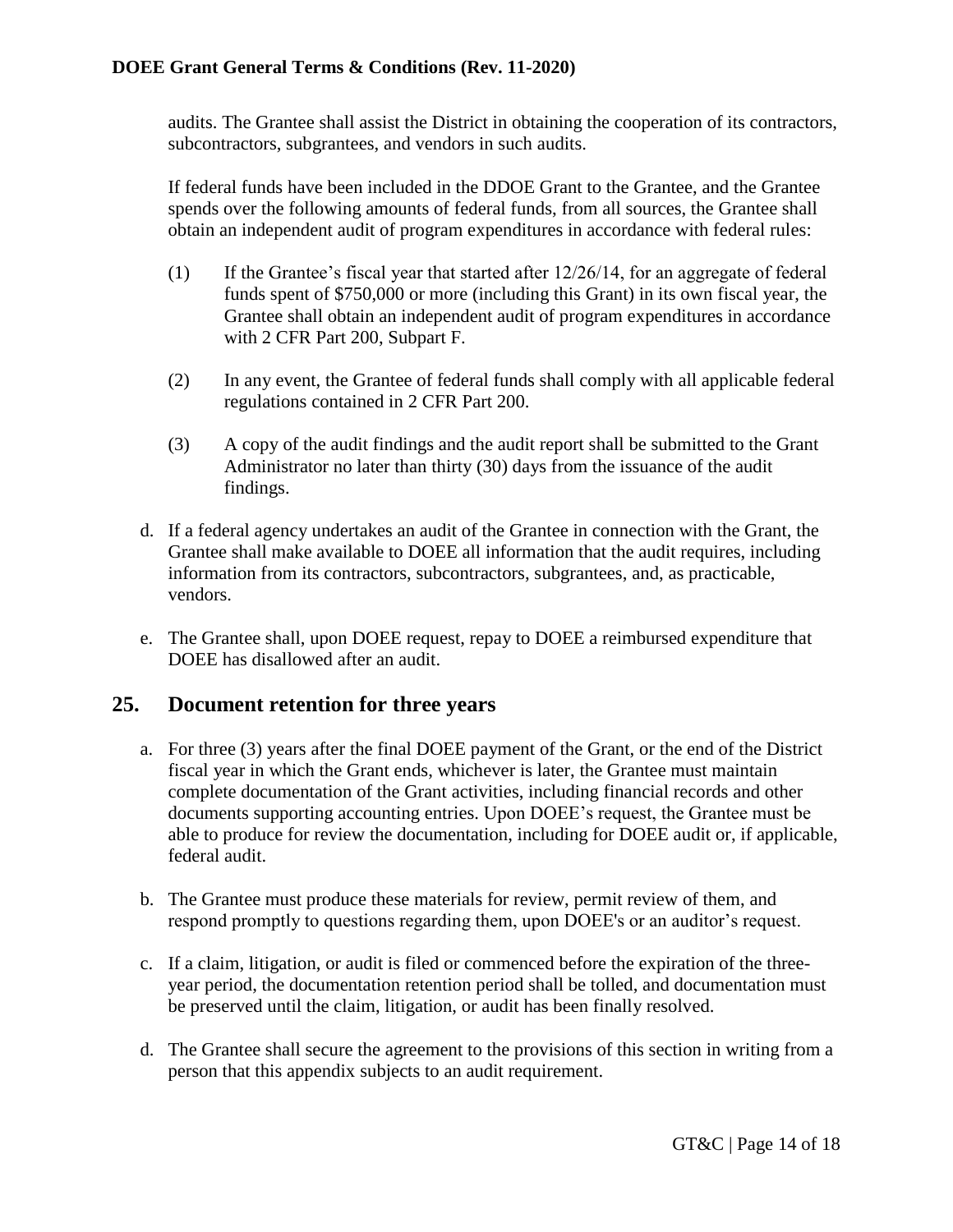audits. The Grantee shall assist the District in obtaining the cooperation of its contractors, subcontractors, subgrantees, and vendors in such audits.

If federal funds have been included in the DDOE Grant to the Grantee, and the Grantee spends over the following amounts of federal funds, from all sources, the Grantee shall obtain an independent audit of program expenditures in accordance with federal rules:

(1) If the Grantee's fiscal year that started after 12/26/14, for an aggregate of federal funds spent of $750,000 or more (including this Grant) in its own fiscal year, the Grantee shall obtain an independent audit of program expenditures in accordance with 2 CFR Part 200, Subpart F.

(2) In any event, the Grantee of federal funds shall comply with all applicable federal regulations contained in 2 CFR Part 200.

(3) A copy of the audit findings and the audit report shall be submitted to the Grant Administrator no later than thirty (30) days from the issuance of the audit findings.

d. If a federal agency undertakes an audit of the Grantee in connection with the Grant, the Grantee shall make available to DOEE all information that the audit requires, including information from its contractors, subcontractors, subgrantees, and, as practicable, vendors.

e. The Grantee shall, upon DOEE request, repay to DOEE a reimbursed expenditure that DOEE has disallowed after an audit.

## 25. Document retention for three years

a. For three (3) years after the final DOEE payment of the Grant, or the end of the District fiscal year in which the Grant ends, whichever is later, the Grantee must maintain complete documentation of the Grant activities, including financial records and other documents supporting accounting entries. Upon DOEE's request, the Grantee must be able to produce for review the documentation, including for DOEE audit or, if applicable, federal audit.

b. The Grantee must produce these materials for review, permit review of them, and respond promptly to questions regarding them, upon DOEE's or an auditor's request.

c. If a claim, litigation, or audit is filed or commenced before the expiration of the three-year period, the documentation retention period shall be tolled, and documentation must be preserved until the claim, litigation, or audit has been finally resolved.

d. The Grantee shall secure the agreement to the provisions of this section in writing from a person that this appendix subjects to an audit requirement.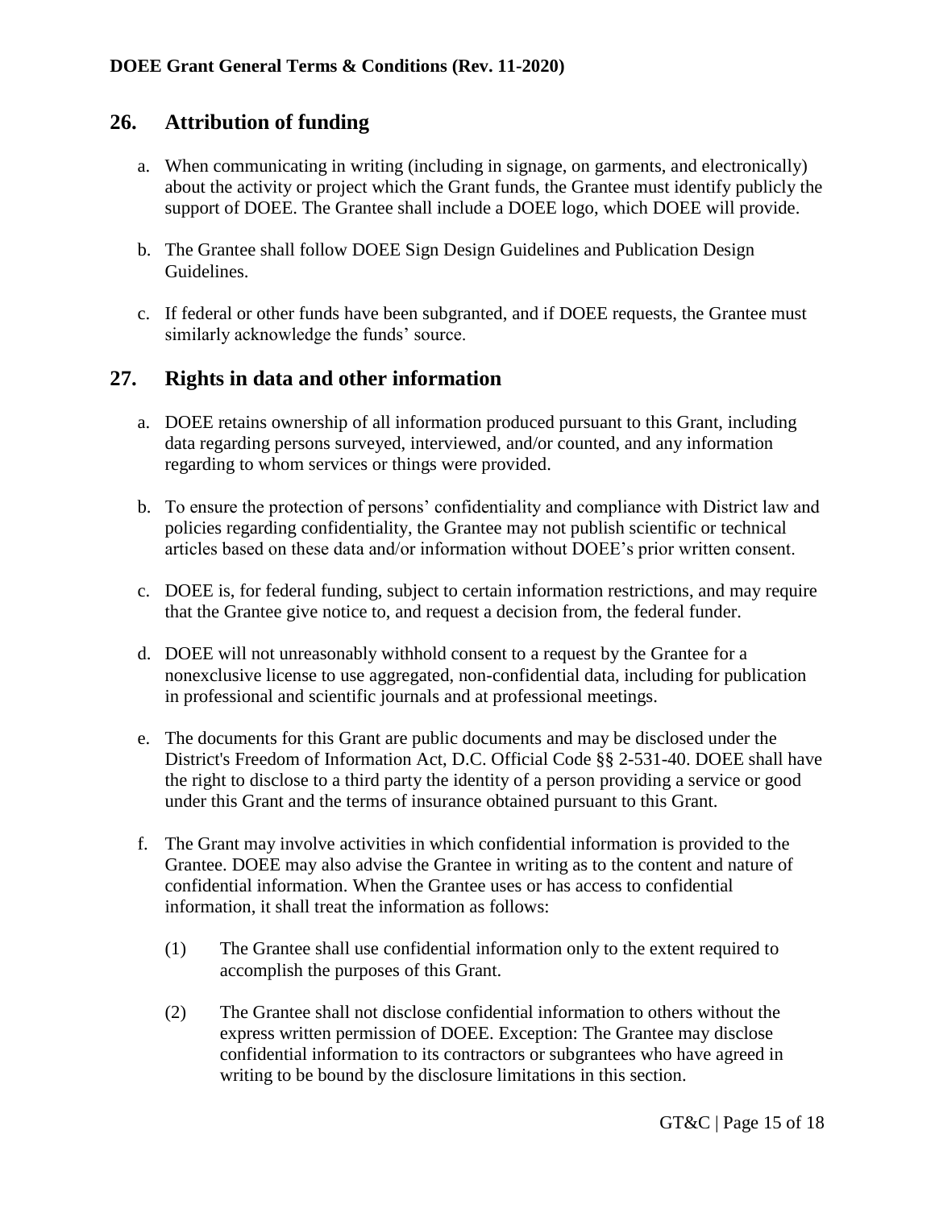## 26. Attribution of funding

a. When communicating in writing (including in signage, on garments, and electronically) about the activity or project which the Grant funds, the Grantee must identify publicly the support of DOEE. The Grantee shall include a DOEE logo, which DOEE will provide.

b. The Grantee shall follow DOEE Sign Design Guidelines and Publication Design Guidelines.

c. If federal or other funds have been subgranted, and if DOEE requests, the Grantee must similarly acknowledge the funds' source.

## 27. Rights in data and other information

a. DOEE retains ownership of all information produced pursuant to this Grant, including data regarding persons surveyed, interviewed, and/or counted, and any information regarding to whom services or things were provided.

b. To ensure the protection of persons' confidentiality and compliance with District law and policies regarding confidentiality, the Grantee may not publish scientific or technical articles based on these data and/or information without DOEE's prior written consent.

c. DOEE is, for federal funding, subject to certain information restrictions, and may require that the Grantee give notice to, and request a decision from, the federal funder.

d. DOEE will not unreasonably withhold consent to a request by the Grantee for a nonexclusive license to use aggregated, non-confidential data, including for publication in professional and scientific journals and at professional meetings.

e. The documents for this Grant are public documents and may be disclosed under the District's Freedom of Information Act, D.C. Official Code §§ 2-531-40. DOEE shall have the right to disclose to a third party the identity of a person providing a service or good under this Grant and the terms of insurance obtained pursuant to this Grant.

f. The Grant may involve activities in which confidential information is provided to the Grantee. DOEE may also advise the Grantee in writing as to the content and nature of confidential information. When the Grantee uses or has access to confidential information, it shall treat the information as follows:

   (1) The Grantee shall use confidential information only to the extent required to accomplish the purposes of this Grant.

   (2) The Grantee shall not disclose confidential information to others without the express written permission of DOEE. Exception: The Grantee may disclose confidential information to its contractors or subgrantees who have agreed in writing to be bound by the disclosure limitations in this section.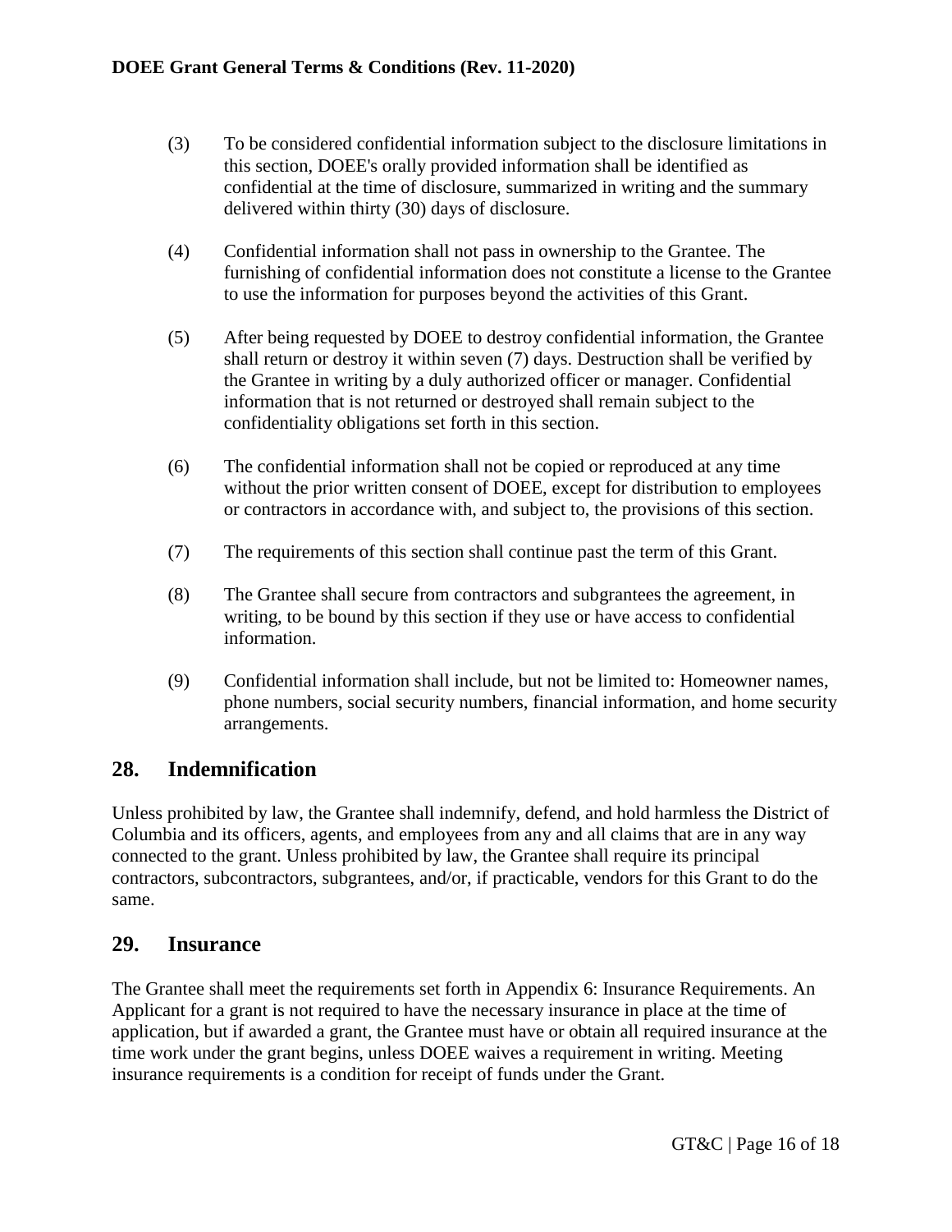(3) To be considered confidential information subject to the disclosure limitations in this section, DOEE's orally provided information shall be identified as confidential at the time of disclosure, summarized in writing and the summary delivered within thirty (30) days of disclosure.

(4) Confidential information shall not pass in ownership to the Grantee. The furnishing of confidential information does not constitute a license to the Grantee to use the information for purposes beyond the activities of this Grant.

(5) After being requested by DOEE to destroy confidential information, the Grantee shall return or destroy it within seven (7) days. Destruction shall be verified by the Grantee in writing by a duly authorized officer or manager. Confidential information that is not returned or destroyed shall remain subject to the confidentiality obligations set forth in this section.

(6) The confidential information shall not be copied or reproduced at any time without the prior written consent of DOEE, except for distribution to employees or contractors in accordance with, and subject to, the provisions of this section.

(7) The requirements of this section shall continue past the term of this Grant.

(8) The Grantee shall secure from contractors and subgrantees the agreement, in writing, to be bound by this section if they use or have access to confidential information.

(9) Confidential information shall include, but not be limited to: Homeowner names, phone numbers, social security numbers, financial information, and home security arrangements.

## 28. Indemnification

Unless prohibited by law, the Grantee shall indemnify, defend, and hold harmless the District of Columbia and its officers, agents, and employees from any and all claims that are in any way connected to the grant. Unless prohibited by law, the Grantee shall require its principal contractors, subcontractors, subgrantees, and/or, if practicable, vendors for this Grant to do the same.

## 29. Insurance

The Grantee shall meet the requirements set forth in Appendix 6: Insurance Requirements. An Applicant for a grant is not required to have the necessary insurance in place at the time of application, but if awarded a grant, the Grantee must have or obtain all required insurance at the time work under the grant begins, unless DOEE waives a requirement in writing. Meeting insurance requirements is a condition for receipt of funds under the Grant.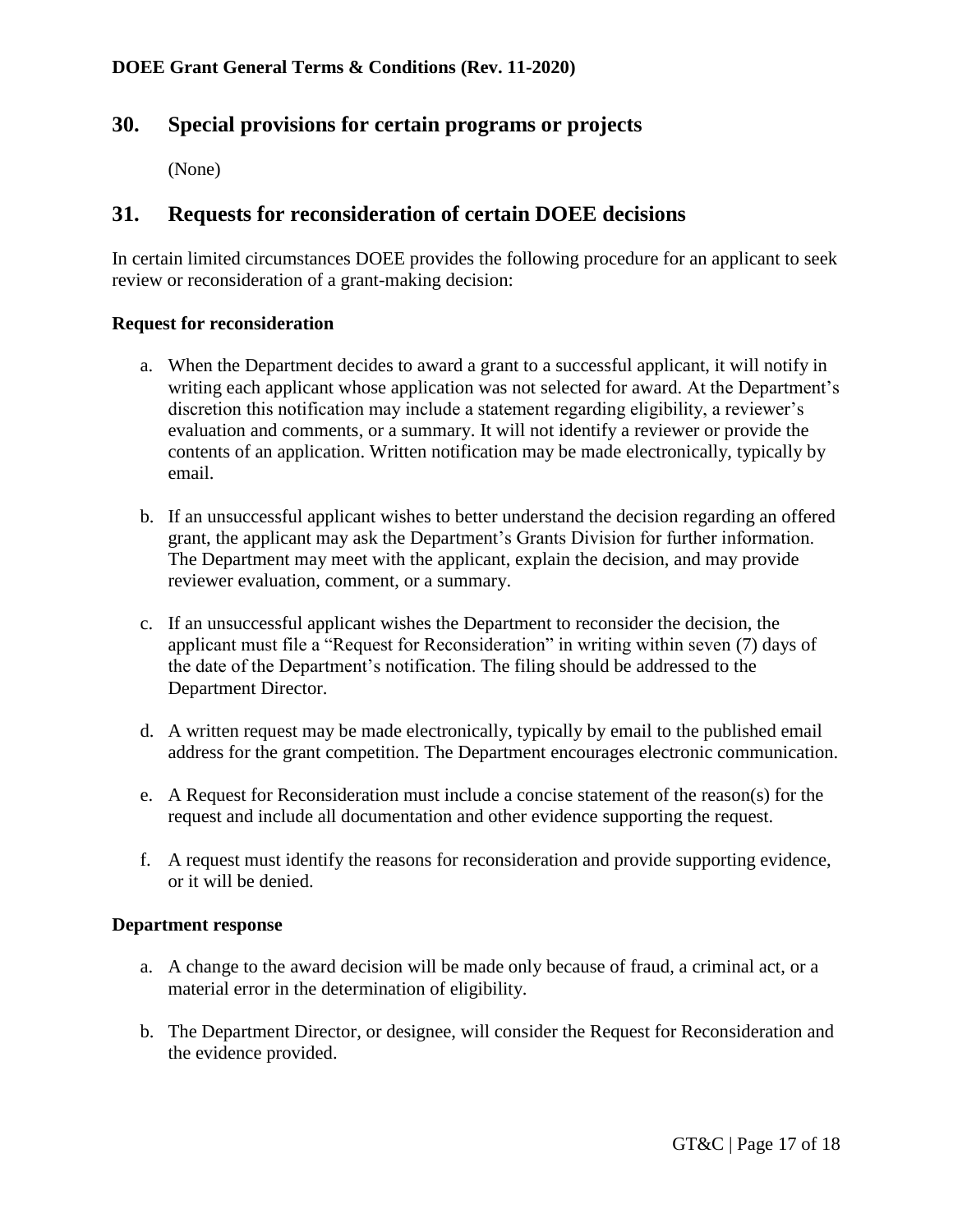## 30. Special provisions for certain programs or projects

(None)

## 31. Requests for reconsideration of certain DOEE decisions

In certain limited circumstances DOEE provides the following procedure for an applicant to seek review or reconsideration of a grant-making decision:

**Request for reconsideration**

a. When the Department decides to award a grant to a successful applicant, it will notify in writing each applicant whose application was not selected for award. At the Department's discretion this notification may include a statement regarding eligibility, a reviewer's evaluation and comments, or a summary. It will not identify a reviewer or provide the contents of an application. Written notification may be made electronically, typically by email.

b. If an unsuccessful applicant wishes to better understand the decision regarding an offered grant, the applicant may ask the Department's Grants Division for further information. The Department may meet with the applicant, explain the decision, and may provide reviewer evaluation, comment, or a summary.

c. If an unsuccessful applicant wishes the Department to reconsider the decision, the applicant must file a "Request for Reconsideration" in writing within seven (7) days of the date of the Department's notification. The filing should be addressed to the Department Director.

d. A written request may be made electronically, typically by email to the published email address for the grant competition. The Department encourages electronic communication.

e. A Request for Reconsideration must include a concise statement of the reason(s) for the request and include all documentation and other evidence supporting the request.

f. A request must identify the reasons for reconsideration and provide supporting evidence, or it will be denied.

**Department response**

a. A change to the award decision will be made only because of fraud, a criminal act, or a material error in the determination of eligibility.

b. The Department Director, or designee, will consider the Request for Reconsideration and the evidence provided.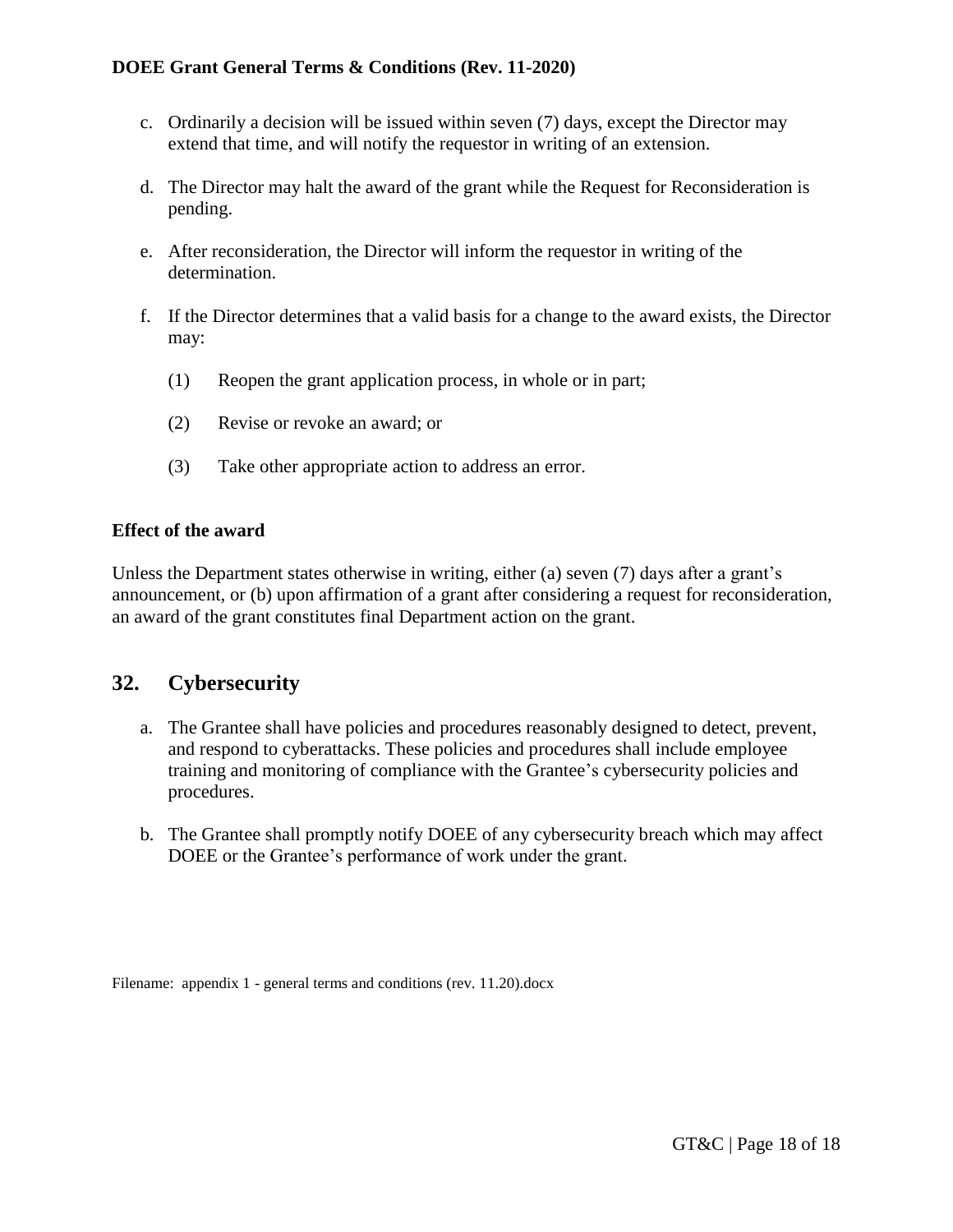c. Ordinarily a decision will be issued within seven (7) days, except the Director may extend that time, and will notify the requestor in writing of an extension.

d. The Director may halt the award of the grant while the Request for Reconsideration is pending.

e. After reconsideration, the Director will inform the requestor in writing of the determination.

f. If the Director determines that a valid basis for a change to the award exists, the Director may:

   (1) Reopen the grant application process, in whole or in part;

   (2) Revise or revoke an award; or

   (3) Take other appropriate action to address an error.

**Effect of the award**

Unless the Department states otherwise in writing, either (a) seven (7) days after a grant's announcement, or (b) upon affirmation of a grant after considering a request for reconsideration, an award of the grant constitutes final Department action on the grant.

## 32. Cybersecurity

a. The Grantee shall have policies and procedures reasonably designed to detect, prevent, and respond to cyberattacks. These policies and procedures shall include employee training and monitoring of compliance with the Grantee's cybersecurity policies and procedures.

b. The Grantee shall promptly notify DOEE of any cybersecurity breach which may affect DOEE or the Grantee's performance of work under the grant.

Filename: appendix 1 - general terms and conditions (rev. 11.20).docx